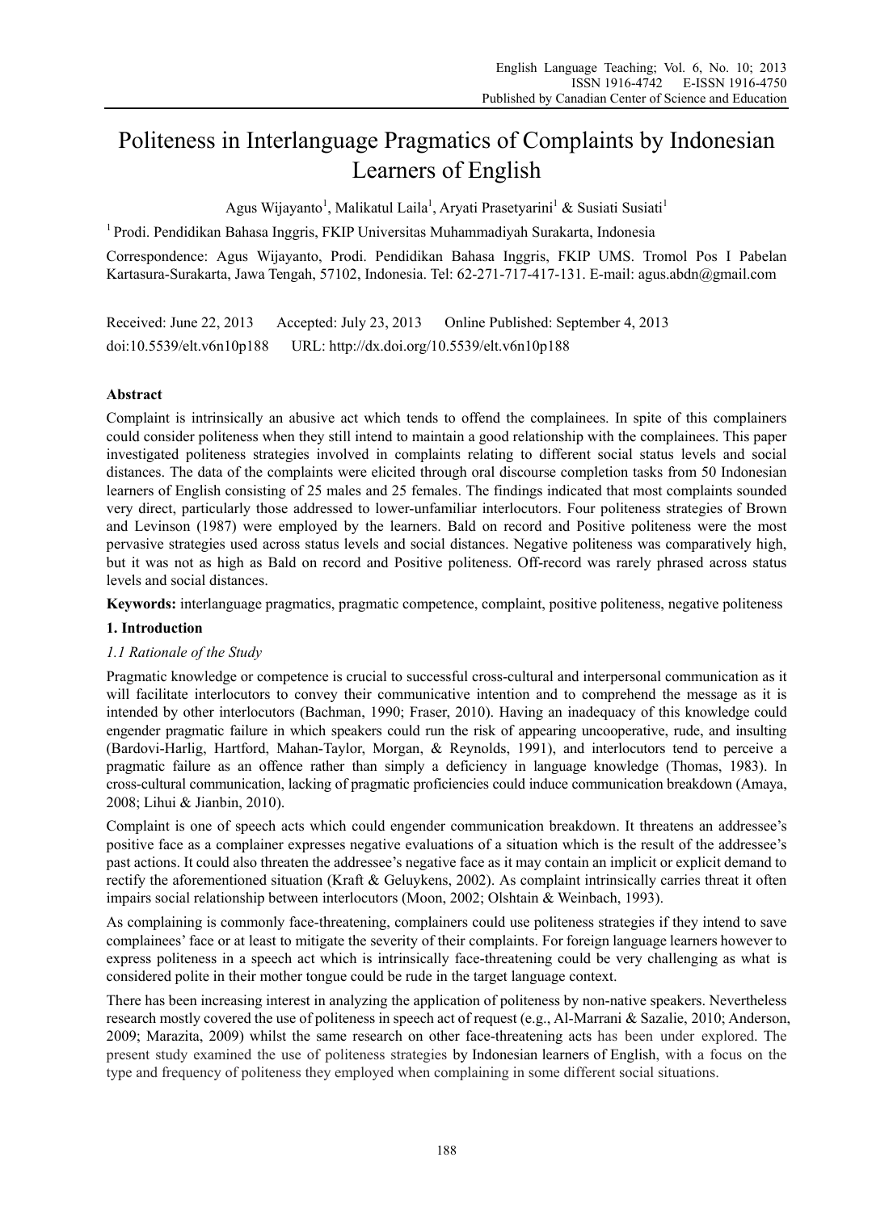# Politeness in Interlanguage Pragmatics of Complaints by Indonesian Learners of English

Agus Wijayanto[1], Malikatul Laila[1], Aryati Prasetyarini[1] & Susiati Susiati[1]

[1] Prodi. Pendidikan Bahasa Inggris, FKIP Universitas Muhammadiyah Surakarta, Indonesia

Correspondence: Agus Wijayanto, Prodi. Pendidikan Bahasa Inggris, FKIP UMS. Tromol Pos I Pabelan Kartasura-Surakarta, Jawa Tengah, 57102, Indonesia. Tel: 62-271-717-417-131. E-mail: agus.abdn@gmail.com

Received: June 22, 2013 Accepted: July 23, 2013 Online Published: September 4, 2013

doi:10.5539/elt.v6n10p188 URL: http://dx.doi.org/10.5539/elt.v6n10p188

## Abstract

Complaint is intrinsically an abusive act which tends to offend the complainees. In spite of this complainers could consider politeness when they still intend to maintain a good relationship with the complainees. This paper investigated politeness strategies involved in complaints relating to different social status levels and social distances. The data of the complaints were elicited through oral discourse completion tasks from 50 Indonesian learners of English consisting of 25 males and 25 females. The findings indicated that most complaints sounded very direct, particularly those addressed to lower-unfamiliar interlocutors. Four politeness strategies of Brown and Levinson (1987) were employed by the learners. Bald on record and Positive politeness were the most pervasive strategies used across status levels and social distances. Negative politeness was comparatively high, but it was not as high as Bald on record and Positive politeness. Off-record was rarely phrased across status levels and social distances.

**Keywords:** interlanguage pragmatics, pragmatic competence, complaint, positive politeness, negative politeness

## 1. Introduction

### *1.1 Rationale of the Study*

Pragmatic knowledge or competence is crucial to successful cross-cultural and interpersonal communication as it will facilitate interlocutors to convey their communicative intention and to comprehend the message as it is intended by other interlocutors (Bachman, 1990; Fraser, 2010). Having an inadequacy of this knowledge could engender pragmatic failure in which speakers could run the risk of appearing uncooperative, rude, and insulting (Bardovi-Harlig, Hartford, Mahan-Taylor, Morgan, & Reynolds, 1991), and interlocutors tend to perceive a pragmatic failure as an offence rather than simply a deficiency in language knowledge (Thomas, 1983). In cross-cultural communication, lacking of pragmatic proficiencies could induce communication breakdown (Amaya, 2008; Lihui & Jianbin, 2010).

Complaint is one of speech acts which could engender communication breakdown. It threatens an addressee's positive face as a complainer expresses negative evaluations of a situation which is the result of the addressee's past actions. It could also threaten the addressee's negative face as it may contain an implicit or explicit demand to rectify the aforementioned situation (Kraft & Geluykens, 2002). As complaint intrinsically carries threat it often impairs social relationship between interlocutors (Moon, 2002; Olshtain & Weinbach, 1993).

As complaining is commonly face-threatening, complainers could use politeness strategies if they intend to save complainees' face or at least to mitigate the severity of their complaints. For foreign language learners however to express politeness in a speech act which is intrinsically face-threatening could be very challenging as what is considered polite in their mother tongue could be rude in the target language context.

There has been increasing interest in analyzing the application of politeness by non-native speakers. Nevertheless research mostly covered the use of politeness in speech act of request (e.g., Al-Marrani & Sazalie, 2010; Anderson, 2009; Marazita, 2009) whilst the same research on other face-threatening acts has been under explored. The present study examined the use of politeness strategies by Indonesian learners of English, with a focus on the type and frequency of politeness they employed when complaining in some different social situations.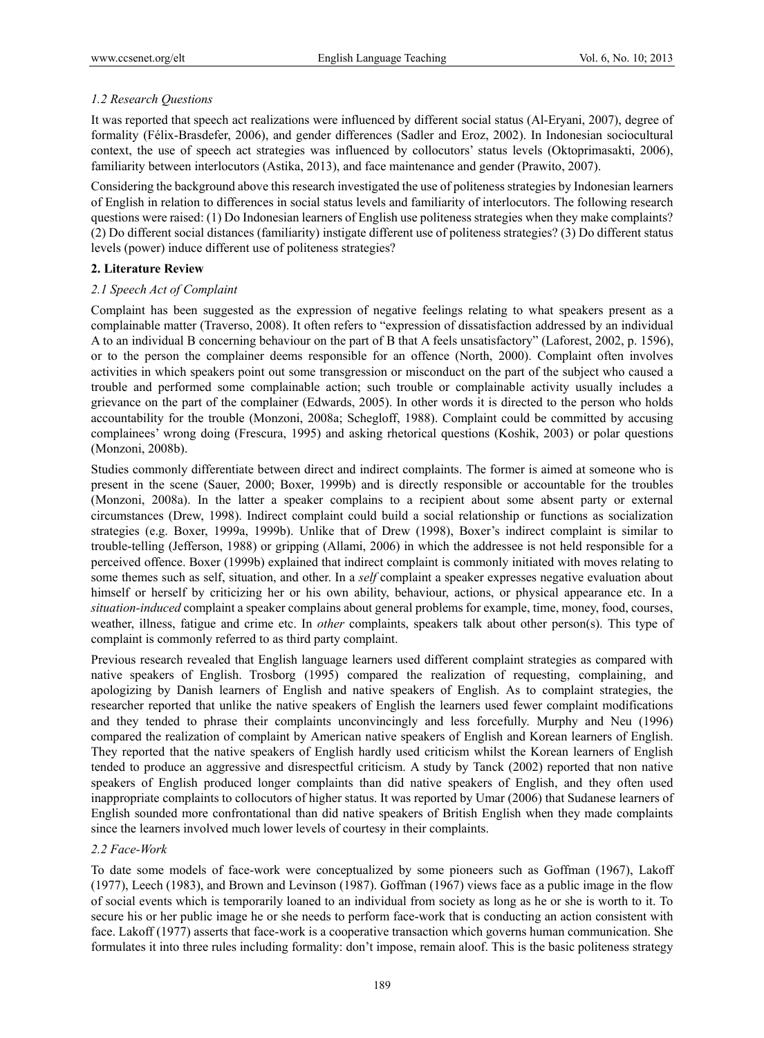### *1.2 Research Questions*

It was reported that speech act realizations were influenced by different social status (Al-Eryani, 2007), degree of formality (Félix-Brasdefer, 2006), and gender differences (Sadler and Eroz, 2002). In Indonesian sociocultural context, the use of speech act strategies was influenced by collocutors' status levels (Oktoprimasakti, 2006), familiarity between interlocutors (Astika, 2013), and face maintenance and gender (Prawito, 2007).

Considering the background above this research investigated the use of politeness strategies by Indonesian learners of English in relation to differences in social status levels and familiarity of interlocutors. The following research questions were raised: (1) Do Indonesian learners of English use politeness strategies when they make complaints? (2) Do different social distances (familiarity) instigate different use of politeness strategies? (3) Do different status levels (power) induce different use of politeness strategies?

## **2. Literature Review**

### *2.1 Speech Act of Complaint*

Complaint has been suggested as the expression of negative feelings relating to what speakers present as a complainable matter (Traverso, 2008). It often refers to "expression of dissatisfaction addressed by an individual A to an individual B concerning behaviour on the part of B that A feels unsatisfactory" (Laforest, 2002, p. 1596), or to the person the complainer deems responsible for an offence (North, 2000). Complaint often involves activities in which speakers point out some transgression or misconduct on the part of the subject who caused a trouble and performed some complainable action; such trouble or complainable activity usually includes a grievance on the part of the complainer (Edwards, 2005). In other words it is directed to the person who holds accountability for the trouble (Monzoni, 2008a; Schegloff, 1988). Complaint could be committed by accusing complainees' wrong doing (Frescura, 1995) and asking rhetorical questions (Koshik, 2003) or polar questions (Monzoni, 2008b).

Studies commonly differentiate between direct and indirect complaints. The former is aimed at someone who is present in the scene (Sauer, 2000; Boxer, 1999b) and is directly responsible or accountable for the troubles (Monzoni, 2008a). In the latter a speaker complains to a recipient about some absent party or external circumstances (Drew, 1998). Indirect complaint could build a social relationship or functions as socialization strategies (e.g. Boxer, 1999a, 1999b). Unlike that of Drew (1998), Boxer's indirect complaint is similar to trouble-telling (Jefferson, 1988) or gripping (Allami, 2006) in which the addressee is not held responsible for a perceived offence. Boxer (1999b) explained that indirect complaint is commonly initiated with moves relating to some themes such as self, situation, and other. In a *self* complaint a speaker expresses negative evaluation about himself or herself by criticizing her or his own ability, behaviour, actions, or physical appearance etc. In a *situation-induced* complaint a speaker complains about general problems for example, time, money, food, courses, weather, illness, fatigue and crime etc. In *other* complaints, speakers talk about other person(s). This type of complaint is commonly referred to as third party complaint.

Previous research revealed that English language learners used different complaint strategies as compared with native speakers of English. Trosborg (1995) compared the realization of requesting, complaining, and apologizing by Danish learners of English and native speakers of English. As to complaint strategies, the researcher reported that unlike the native speakers of English the learners used fewer complaint modifications and they tended to phrase their complaints unconvincingly and less forcefully. Murphy and Neu (1996) compared the realization of complaint by American native speakers of English and Korean learners of English. They reported that the native speakers of English hardly used criticism whilst the Korean learners of English tended to produce an aggressive and disrespectful criticism. A study by Tanck (2002) reported that non native speakers of English produced longer complaints than did native speakers of English, and they often used inappropriate complaints to collocutors of higher status. It was reported by Umar (2006) that Sudanese learners of English sounded more confrontational than did native speakers of British English when they made complaints since the learners involved much lower levels of courtesy in their complaints.

### *2.2 Face-Work*

To date some models of face-work were conceptualized by some pioneers such as Goffman (1967), Lakoff (1977), Leech (1983), and Brown and Levinson (1987). Goffman (1967) views face as a public image in the flow of social events which is temporarily loaned to an individual from society as long as he or she is worth to it. To secure his or her public image he or she needs to perform face-work that is conducting an action consistent with face. Lakoff (1977) asserts that face-work is a cooperative transaction which governs human communication. She formulates it into three rules including formality: don't impose, remain aloof. This is the basic politeness strategy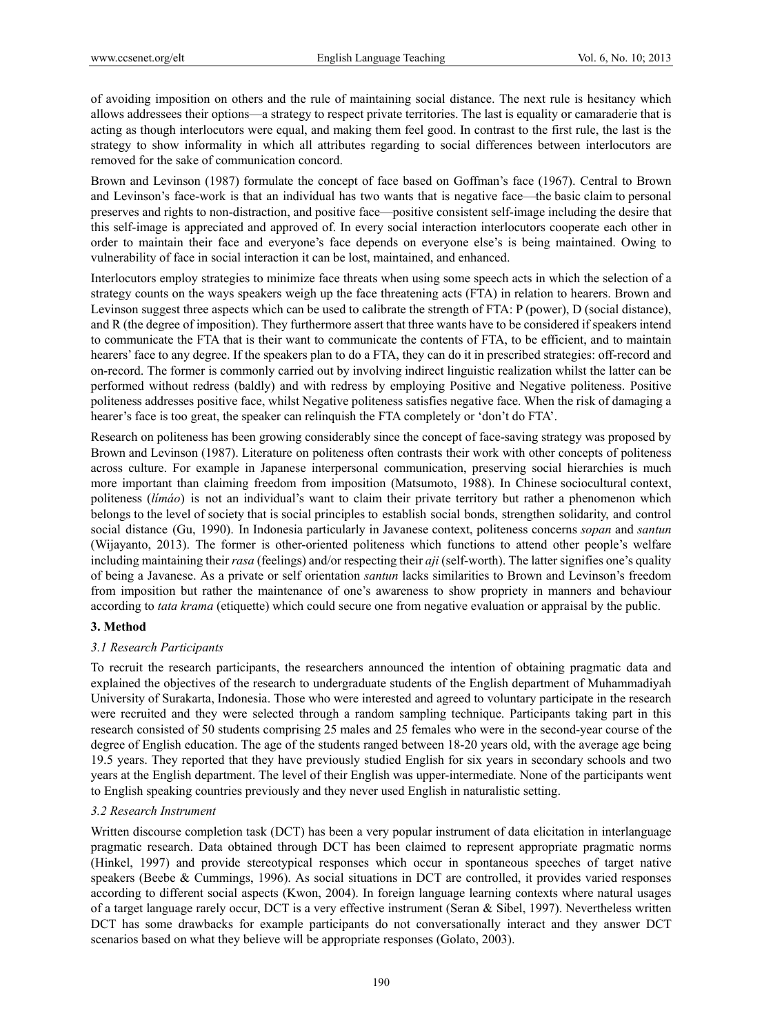of avoiding imposition on others and the rule of maintaining social distance. The next rule is hesitancy which allows addressees their options—a strategy to respect private territories. The last is equality or camaraderie that is acting as though interlocutors were equal, and making them feel good. In contrast to the first rule, the last is the strategy to show informality in which all attributes regarding to social differences between interlocutors are removed for the sake of communication concord.

Brown and Levinson (1987) formulate the concept of face based on Goffman's face (1967). Central to Brown and Levinson's face-work is that an individual has two wants that is negative face—the basic claim to personal preserves and rights to non-distraction, and positive face—positive consistent self-image including the desire that this self-image is appreciated and approved of. In every social interaction interlocutors cooperate each other in order to maintain their face and everyone's face depends on everyone else's is being maintained. Owing to vulnerability of face in social interaction it can be lost, maintained, and enhanced.

Interlocutors employ strategies to minimize face threats when using some speech acts in which the selection of a strategy counts on the ways speakers weigh up the face threatening acts (FTA) in relation to hearers. Brown and Levinson suggest three aspects which can be used to calibrate the strength of FTA: P (power), D (social distance), and R (the degree of imposition). They furthermore assert that three wants have to be considered if speakers intend to communicate the FTA that is their want to communicate the contents of FTA, to be efficient, and to maintain hearers' face to any degree. If the speakers plan to do a FTA, they can do it in prescribed strategies: off-record and on-record. The former is commonly carried out by involving indirect linguistic realization whilst the latter can be performed without redress (baldly) and with redress by employing Positive and Negative politeness. Positive politeness addresses positive face, whilst Negative politeness satisfies negative face. When the risk of damaging a hearer's face is too great, the speaker can relinquish the FTA completely or 'don't do FTA'.

Research on politeness has been growing considerably since the concept of face-saving strategy was proposed by Brown and Levinson (1987). Literature on politeness often contrasts their work with other concepts of politeness across culture. For example in Japanese interpersonal communication, preserving social hierarchies is much more important than claiming freedom from imposition (Matsumoto, 1988). In Chinese sociocultural context, politeness (*límáo*) is not an individual's want to claim their private territory but rather a phenomenon which belongs to the level of society that is social principles to establish social bonds, strengthen solidarity, and control social distance (Gu, 1990). In Indonesia particularly in Javanese context, politeness concerns *sopan* and *santun* (Wijayanto, 2013). The former is other-oriented politeness which functions to attend other people's welfare including maintaining their *rasa* (feelings) and/or respecting their *aji* (self-worth). The latter signifies one's quality of being a Javanese. As a private or self orientation *santun* lacks similarities to Brown and Levinson's freedom from imposition but rather the maintenance of one's awareness to show propriety in manners and behaviour according to *tata krama* (etiquette) which could secure one from negative evaluation or appraisal by the public.

## 3. Method

### *3.1 Research Participants*

To recruit the research participants, the researchers announced the intention of obtaining pragmatic data and explained the objectives of the research to undergraduate students of the English department of Muhammadiyah University of Surakarta, Indonesia. Those who were interested and agreed to voluntary participate in the research were recruited and they were selected through a random sampling technique. Participants taking part in this research consisted of 50 students comprising 25 males and 25 females who were in the second-year course of the degree of English education. The age of the students ranged between 18-20 years old, with the average age being 19.5 years. They reported that they have previously studied English for six years in secondary schools and two years at the English department. The level of their English was upper-intermediate. None of the participants went to English speaking countries previously and they never used English in naturalistic setting.

### *3.2 Research Instrument*

Written discourse completion task (DCT) has been a very popular instrument of data elicitation in interlanguage pragmatic research. Data obtained through DCT has been claimed to represent appropriate pragmatic norms (Hinkel, 1997) and provide stereotypical responses which occur in spontaneous speeches of target native speakers (Beebe & Cummings, 1996). As social situations in DCT are controlled, it provides varied responses according to different social aspects (Kwon, 2004). In foreign language learning contexts where natural usages of a target language rarely occur, DCT is a very effective instrument (Seran & Sibel, 1997). Nevertheless written DCT has some drawbacks for example participants do not conversationally interact and they answer DCT scenarios based on what they believe will be appropriate responses (Golato, 2003).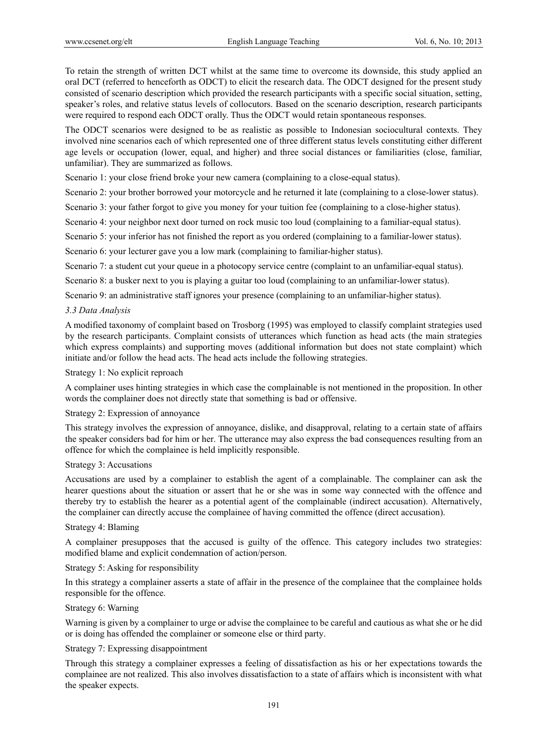To retain the strength of written DCT whilst at the same time to overcome its downside, this study applied an oral DCT (referred to henceforth as ODCT) to elicit the research data. The ODCT designed for the present study consisted of scenario description which provided the research participants with a specific social situation, setting, speaker's roles, and relative status levels of collocutors. Based on the scenario description, research participants were required to respond each ODCT orally. Thus the ODCT would retain spontaneous responses.

The ODCT scenarios were designed to be as realistic as possible to Indonesian sociocultural contexts. They involved nine scenarios each of which represented one of three different status levels constituting either different age levels or occupation (lower, equal, and higher) and three social distances or familiarities (close, familiar, unfamiliar). They are summarized as follows.

Scenario 1: your close friend broke your new camera (complaining to a close-equal status).

Scenario 2: your brother borrowed your motorcycle and he returned it late (complaining to a close-lower status).

Scenario 3: your father forgot to give you money for your tuition fee (complaining to a close-higher status).

Scenario 4: your neighbor next door turned on rock music too loud (complaining to a familiar-equal status).

Scenario 5: your inferior has not finished the report as you ordered (complaining to a familiar-lower status).

Scenario 6: your lecturer gave you a low mark (complaining to familiar-higher status).

Scenario 7: a student cut your queue in a photocopy service centre (complaint to an unfamiliar-equal status).

Scenario 8: a busker next to you is playing a guitar too loud (complaining to an unfamiliar-lower status).

Scenario 9: an administrative staff ignores your presence (complaining to an unfamiliar-higher status).

### *3.3 Data Analysis*

A modified taxonomy of complaint based on Trosborg (1995) was employed to classify complaint strategies used by the research participants. Complaint consists of utterances which function as head acts (the main strategies which express complaints) and supporting moves (additional information but does not state complaint) which initiate and/or follow the head acts. The head acts include the following strategies.

Strategy 1: No explicit reproach

A complainer uses hinting strategies in which case the complainable is not mentioned in the proposition. In other words the complainer does not directly state that something is bad or offensive.

Strategy 2: Expression of annoyance

This strategy involves the expression of annoyance, dislike, and disapproval, relating to a certain state of affairs the speaker considers bad for him or her. The utterance may also express the bad consequences resulting from an offence for which the complainee is held implicitly responsible.

Strategy 3: Accusations

Accusations are used by a complainer to establish the agent of a complainable. The complainer can ask the hearer questions about the situation or assert that he or she was in some way connected with the offence and thereby try to establish the hearer as a potential agent of the complainable (indirect accusation). Alternatively, the complainer can directly accuse the complainee of having committed the offence (direct accusation).

Strategy 4: Blaming

A complainer presupposes that the accused is guilty of the offence. This category includes two strategies: modified blame and explicit condemnation of action/person.

Strategy 5: Asking for responsibility

In this strategy a complainer asserts a state of affair in the presence of the complainee that the complainee holds responsible for the offence.

Strategy 6: Warning

Warning is given by a complainer to urge or advise the complainee to be careful and cautious as what she or he did or is doing has offended the complainer or someone else or third party.

Strategy 7: Expressing disappointment

Through this strategy a complainer expresses a feeling of dissatisfaction as his or her expectations towards the complainee are not realized. This also involves dissatisfaction to a state of affairs which is inconsistent with what the speaker expects.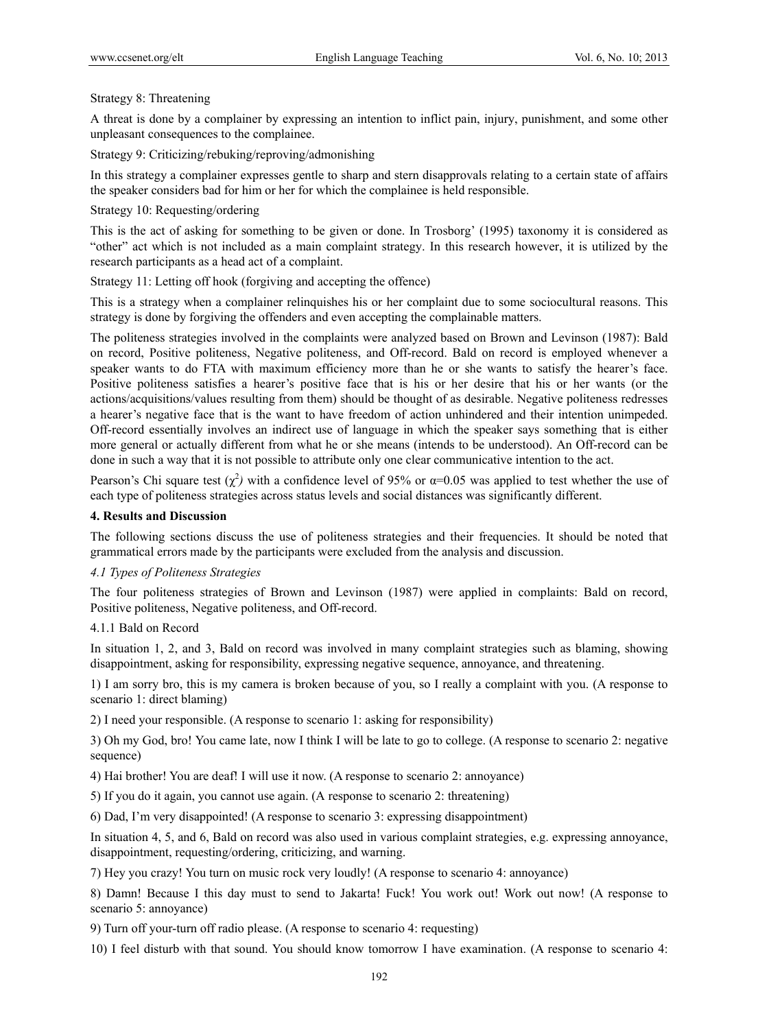Strategy 8: Threatening

A threat is done by a complainer by expressing an intention to inflict pain, injury, punishment, and some other unpleasant consequences to the complainee.

Strategy 9: Criticizing/rebuking/reproving/admonishing

In this strategy a complainer expresses gentle to sharp and stern disapprovals relating to a certain state of affairs the speaker considers bad for him or her for which the complainee is held responsible.

Strategy 10: Requesting/ordering

This is the act of asking for something to be given or done. In Trosborg' (1995) taxonomy it is considered as "other" act which is not included as a main complaint strategy. In this research however, it is utilized by the research participants as a head act of a complaint.

Strategy 11: Letting off hook (forgiving and accepting the offence)

This is a strategy when a complainer relinquishes his or her complaint due to some sociocultural reasons. This strategy is done by forgiving the offenders and even accepting the complainable matters.

The politeness strategies involved in the complaints were analyzed based on Brown and Levinson (1987): Bald on record, Positive politeness, Negative politeness, and Off-record. Bald on record is employed whenever a speaker wants to do FTA with maximum efficiency more than he or she wants to satisfy the hearer's face. Positive politeness satisfies a hearer's positive face that is his or her desire that his or her wants (or the actions/acquisitions/values resulting from them) should be thought of as desirable. Negative politeness redresses a hearer's negative face that is the want to have freedom of action unhindered and their intention unimpeded. Off-record essentially involves an indirect use of language in which the speaker says something that is either more general or actually different from what he or she means (intends to be understood). An Off-record can be done in such a way that it is not possible to attribute only one clear communicative intention to the act.

Pearson's Chi square test ($\chi^2$) with a confidence level of 95% or $\alpha$=0.05 was applied to test whether the use of each type of politeness strategies across status levels and social distances was significantly different.

## 4. Results and Discussion

The following sections discuss the use of politeness strategies and their frequencies. It should be noted that grammatical errors made by the participants were excluded from the analysis and discussion.

### *4.1 Types of Politeness Strategies*

The four politeness strategies of Brown and Levinson (1987) were applied in complaints: Bald on record, Positive politeness, Negative politeness, and Off-record.

#### 4.1.1 Bald on Record

In situation 1, 2, and 3, Bald on record was involved in many complaint strategies such as blaming, showing disappointment, asking for responsibility, expressing negative sequence, annoyance, and threatening.

1) I am sorry bro, this is my camera is broken because of you, so I really a complaint with you. (A response to scenario 1: direct blaming)

2) I need your responsible. (A response to scenario 1: asking for responsibility)

3) Oh my God, bro! You came late, now I think I will be late to go to college. (A response to scenario 2: negative sequence)

4) Hai brother! You are deaf! I will use it now. (A response to scenario 2: annoyance)

5) If you do it again, you cannot use again. (A response to scenario 2: threatening)

6) Dad, I'm very disappointed! (A response to scenario 3: expressing disappointment)

In situation 4, 5, and 6, Bald on record was also used in various complaint strategies, e.g. expressing annoyance, disappointment, requesting/ordering, criticizing, and warning.

7) Hey you crazy! You turn on music rock very loudly! (A response to scenario 4: annoyance)

8) Damn! Because I this day must to send to Jakarta! Fuck! You work out! Work out now! (A response to scenario 5: annoyance)

9) Turn off your-turn off radio please. (A response to scenario 4: requesting)

10) I feel disturb with that sound. You should know tomorrow I have examination. (A response to scenario 4: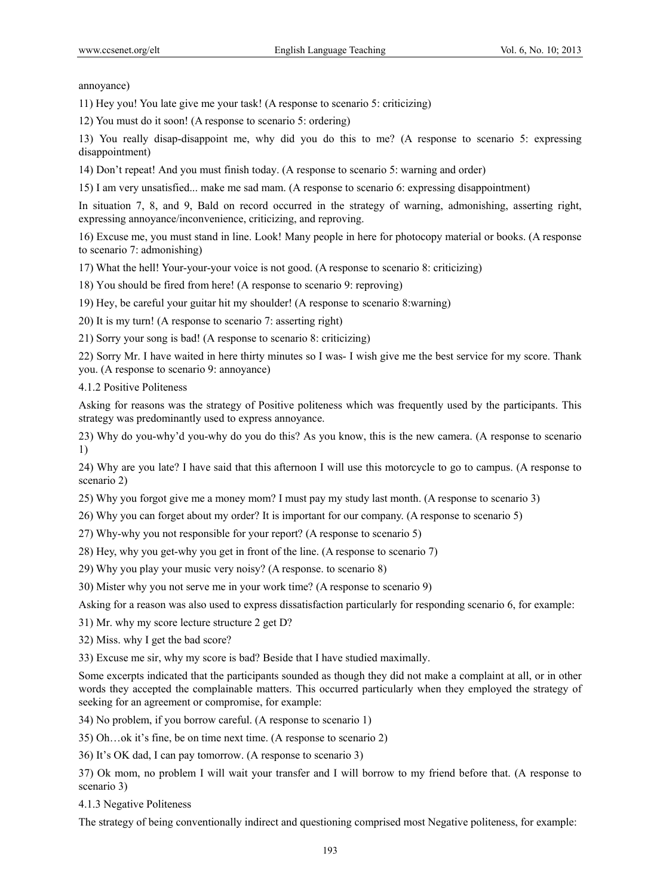annoyance)

11) Hey you! You late give me your task! (A response to scenario 5: criticizing)

12) You must do it soon! (A response to scenario 5: ordering)

13) You really disap-disappoint me, why did you do this to me? (A response to scenario 5: expressing disappointment)

14) Don't repeat! And you must finish today. (A response to scenario 5: warning and order)

15) I am very unsatisfied... make me sad mam. (A response to scenario 6: expressing disappointment)

In situation 7, 8, and 9, Bald on record occurred in the strategy of warning, admonishing, asserting right, expressing annoyance/inconvenience, criticizing, and reproving.

16) Excuse me, you must stand in line. Look! Many people in here for photocopy material or books. (A response to scenario 7: admonishing)

17) What the hell! Your-your-your voice is not good. (A response to scenario 8: criticizing)

18) You should be fired from here! (A response to scenario 9: reproving)

19) Hey, be careful your guitar hit my shoulder! (A response to scenario 8:warning)

20) It is my turn! (A response to scenario 7: asserting right)

21) Sorry your song is bad! (A response to scenario 8: criticizing)

22) Sorry Mr. I have waited in here thirty minutes so I was- I wish give me the best service for my score. Thank you. (A response to scenario 9: annoyance)

#### 4.1.2 Positive Politeness

Asking for reasons was the strategy of Positive politeness which was frequently used by the participants. This strategy was predominantly used to express annoyance.

23) Why do you-why'd you-why do you do this? As you know, this is the new camera. (A response to scenario 1)

24) Why are you late? I have said that this afternoon I will use this motorcycle to go to campus. (A response to scenario 2)

25) Why you forgot give me a money mom? I must pay my study last month. (A response to scenario 3)

26) Why you can forget about my order? It is important for our company. (A response to scenario 5)

27) Why-why you not responsible for your report? (A response to scenario 5)

28) Hey, why you get-why you get in front of the line. (A response to scenario 7)

29) Why you play your music very noisy? (A response. to scenario 8)

30) Mister why you not serve me in your work time? (A response to scenario 9)

Asking for a reason was also used to express dissatisfaction particularly for responding scenario 6, for example:

31) Mr. why my score lecture structure 2 get D?

32) Miss. why I get the bad score?

33) Excuse me sir, why my score is bad? Beside that I have studied maximally.

Some excerpts indicated that the participants sounded as though they did not make a complaint at all, or in other words they accepted the complainable matters. This occurred particularly when they employed the strategy of seeking for an agreement or compromise, for example:

34) No problem, if you borrow careful. (A response to scenario 1)

35) Oh…ok it's fine, be on time next time. (A response to scenario 2)

36) It's OK dad, I can pay tomorrow. (A response to scenario 3)

37) Ok mom, no problem I will wait your transfer and I will borrow to my friend before that. (A response to scenario 3)

#### 4.1.3 Negative Politeness

The strategy of being conventionally indirect and questioning comprised most Negative politeness, for example: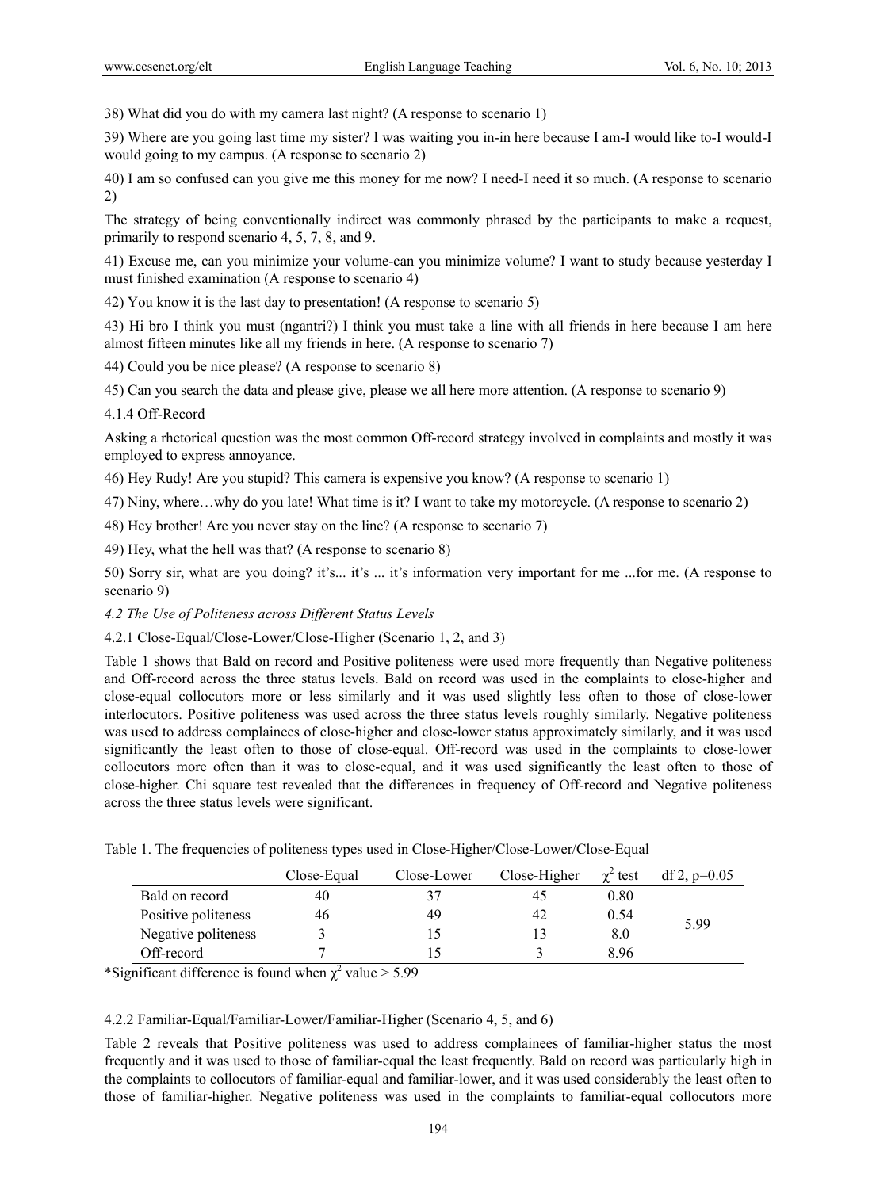38) What did you do with my camera last night? (A response to scenario 1)

39) Where are you going last time my sister? I was waiting you in-in here because I am-I would like to-I would-I would going to my campus. (A response to scenario 2)

40) I am so confused can you give me this money for me now? I need-I need it so much. (A response to scenario 2)

The strategy of being conventionally indirect was commonly phrased by the participants to make a request, primarily to respond scenario 4, 5, 7, 8, and 9.

41) Excuse me, can you minimize your volume-can you minimize volume? I want to study because yesterday I must finished examination (A response to scenario 4)

42) You know it is the last day to presentation! (A response to scenario 5)

43) Hi bro I think you must (ngantri?) I think you must take a line with all friends in here because I am here almost fifteen minutes like all my friends in here. (A response to scenario 7)

44) Could you be nice please? (A response to scenario 8)

45) Can you search the data and please give, please we all here more attention. (A response to scenario 9)

4.1.4 Off-Record

Asking a rhetorical question was the most common Off-record strategy involved in complaints and mostly it was employed to express annoyance.

46) Hey Rudy! Are you stupid? This camera is expensive you know? (A response to scenario 1)

47) Niny, where…why do you late! What time is it? I want to take my motorcycle. (A response to scenario 2)

48) Hey brother! Are you never stay on the line? (A response to scenario 7)

49) Hey, what the hell was that? (A response to scenario 8)

50) Sorry sir, what are you doing? it's... it's ... it's information very important for me ...for me. (A response to scenario 9)

### *4.2 The Use of Politeness across Different Status Levels*

4.2.1 Close-Equal/Close-Lower/Close-Higher (Scenario 1, 2, and 3)

Table 1 shows that Bald on record and Positive politeness were used more frequently than Negative politeness and Off-record across the three status levels. Bald on record was used in the complaints to close-higher and close-equal collocutors more or less similarly and it was used slightly less often to those of close-lower interlocutors. Positive politeness was used across the three status levels roughly similarly. Negative politeness was used to address complainees of close-higher and close-lower status approximately similarly, and it was used significantly the least often to those of close-equal. Off-record was used in the complaints to close-lower collocutors more often than it was to close-equal, and it was used significantly the least often to those of close-higher. Chi square test revealed that the differences in frequency of Off-record and Negative politeness across the three status levels were significant.

Table 1. The frequencies of politeness types used in Close-Higher/Close-Lower/Close-Equal

| | Close-Equal | Close-Lower | Close-Higher | $\chi^2$ test | df 2, p=0.05 |
|---|---|---|---|---|---|
| Bald on record | 40 | 37 | 45 | 0.80 | 5.99 |
| Positive politeness | 46 | 49 | 42 | 0.54 | |
| Negative politeness | 3 | 15 | 13 | 8.0 | |
| Off-record | 7 | 15 | 3 | 8.96 | |

*Significant difference is found when $\chi^2$ value > 5.99

4.2.2 Familiar-Equal/Familiar-Lower/Familiar-Higher (Scenario 4, 5, and 6)

Table 2 reveals that Positive politeness was used to address complainees of familiar-higher status the most frequently and it was used to those of familiar-equal the least frequently. Bald on record was particularly high in the complaints to collocutors of familiar-equal and familiar-lower, and it was used considerably the least often to those of familiar-higher. Negative politeness was used in the complaints to familiar-equal collocutors more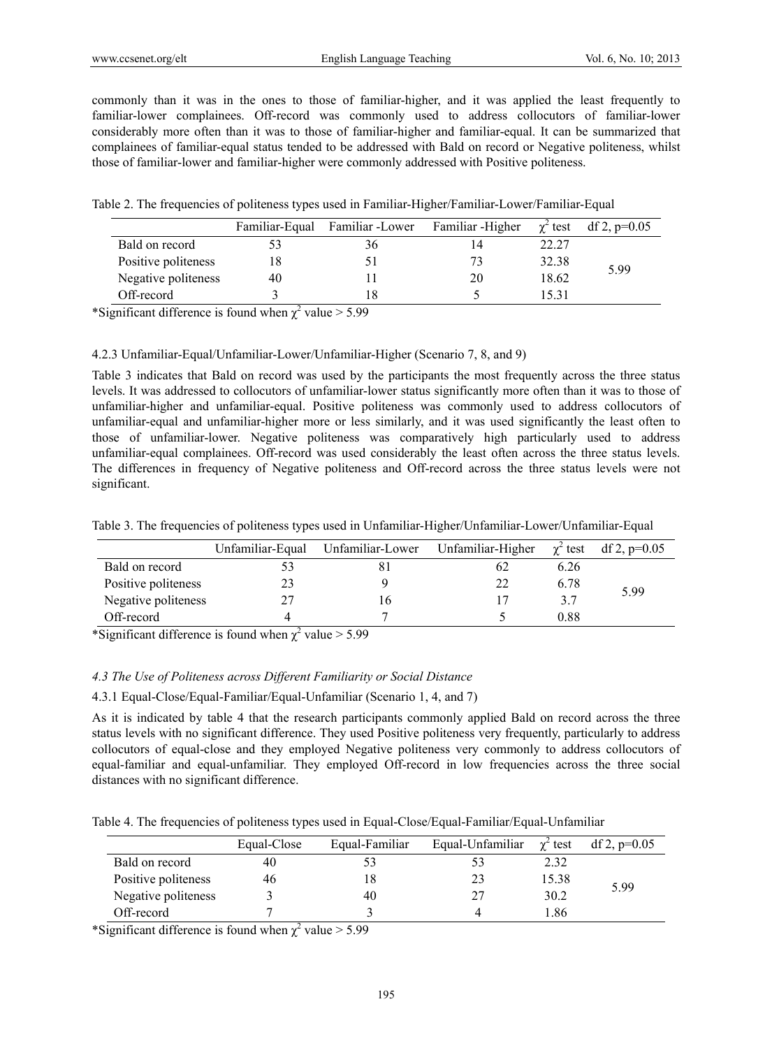commonly than it was in the ones to those of familiar-higher, and it was applied the least frequently to familiar-lower complainees. Off-record was commonly used to address collocutors of familiar-lower considerably more often than it was to those of familiar-higher and familiar-equal. It can be summarized that complainees of familiar-equal status tended to be addressed with Bald on record or Negative politeness, whilst those of familiar-lower and familiar-higher were commonly addressed with Positive politeness.

Table 2. The frequencies of politeness types used in Familiar-Higher/Familiar-Lower/Familiar-Equal

| | Familiar-Equal | Familiar -Lower | Familiar -Higher | $\chi^2$ test | df 2, p=0.05 |
|---|---|---|---|---|---|
| Bald on record | 53 | 36 | 14 | 22.27 | |
| Positive politeness | 18 | 51 | 73 | 32.38 | 5.99 |
| Negative politeness | 40 | 11 | 20 | 18.62 | |
| Off-record | 3 | 18 | 5 | 15.31 | |

*Significant difference is found when $\chi^2$ value > 5.99

4.2.3 Unfamiliar-Equal/Unfamiliar-Lower/Unfamiliar-Higher (Scenario 7, 8, and 9)

Table 3 indicates that Bald on record was used by the participants the most frequently across the three status levels. It was addressed to collocutors of unfamiliar-lower status significantly more often than it was to those of unfamiliar-higher and unfamiliar-equal. Positive politeness was commonly used to address collocutors of unfamiliar-equal and unfamiliar-higher more or less similarly, and it was used significantly the least often to those of unfamiliar-lower. Negative politeness was comparatively high particularly used to address unfamiliar-equal complainees. Off-record was used considerably the least often across the three status levels. The differences in frequency of Negative politeness and Off-record across the three status levels were not significant.

Table 3. The frequencies of politeness types used in Unfamiliar-Higher/Unfamiliar-Lower/Unfamiliar-Equal

| | Unfamiliar-Equal | Unfamiliar-Lower | Unfamiliar-Higher | $\chi^2$ test | df 2, p=0.05 |
|---|---|---|---|---|---|
| Bald on record | 53 | 81 | 62 | 6.26 | |
| Positive politeness | 23 | 9 | 22 | 6.78 | 5.99 |
| Negative politeness | 27 | 16 | 17 | 3.7 | |
| Off-record | 4 | 7 | 5 | 0.88 | |

*Significant difference is found when $\chi^2$ value > 5.99

*4.3 The Use of Politeness across Different Familiarity or Social Distance*

4.3.1 Equal-Close/Equal-Familiar/Equal-Unfamiliar (Scenario 1, 4, and 7)

As it is indicated by table 4 that the research participants commonly applied Bald on record across the three status levels with no significant difference. They used Positive politeness very frequently, particularly to address collocutors of equal-close and they employed Negative politeness very commonly to address collocutors of equal-familiar and equal-unfamiliar. They employed Off-record in low frequencies across the three social distances with no significant difference.

Table 4. The frequencies of politeness types used in Equal-Close/Equal-Familiar/Equal-Unfamiliar

| | Equal-Close | Equal-Familiar | Equal-Unfamiliar | $\chi^2$ test | df 2, p=0.05 |
|---|---|---|---|---|---|
| Bald on record | 40 | 53 | 53 | 2.32 | |
| Positive politeness | 46 | 18 | 23 | 15.38 | 5.99 |
| Negative politeness | 3 | 40 | 27 | 30.2 | |
| Off-record | 7 | 3 | 4 | 1.86 | |

*Significant difference is found when $\chi^2$ value > 5.99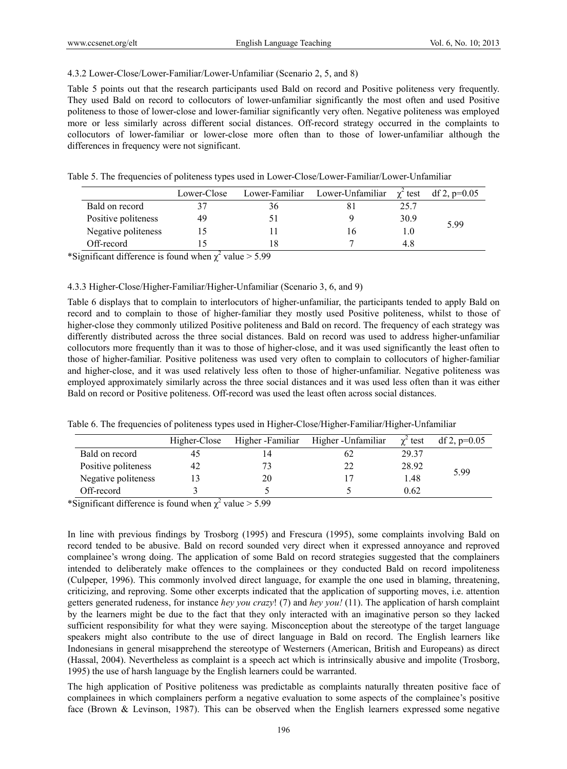#### 4.3.2 Lower-Close/Lower-Familiar/Lower-Unfamiliar (Scenario 2, 5, and 8)

Table 5 points out that the research participants used Bald on record and Positive politeness very frequently. They used Bald on record to collocutors of lower-unfamiliar significantly the most often and used Positive politeness to those of lower-close and lower-familiar significantly very often. Negative politeness was employed more or less similarly across different social distances. Off-record strategy occurred in the complaints to collocutors of lower-familiar or lower-close more often than to those of lower-unfamiliar although the differences in frequency were not significant.

Table 5. The frequencies of politeness types used in Lower-Close/Lower-Familiar/Lower-Unfamiliar

| | Lower-Close | Lower-Familiar | Lower-Unfamiliar | $\chi^2$ test | df 2, p=0.05 |
|---|---|---|---|---|---|
| Bald on record | 37 | 36 | 81 | 25.7 | 5.99 |
| Positive politeness | 49 | 51 | 9 | 30.9 | |
| Negative politeness | 15 | 11 | 16 | 1.0 | |
| Off-record | 15 | 18 | 7 | 4.8 | |

*Significant difference is found when $\chi^2$ value > 5.99

#### 4.3.3 Higher-Close/Higher-Familiar/Higher-Unfamiliar (Scenario 3, 6, and 9)

Table 6 displays that to complain to interlocutors of higher-unfamiliar, the participants tended to apply Bald on record and to complain to those of higher-familiar they mostly used Positive politeness, whilst to those of higher-close they commonly utilized Positive politeness and Bald on record. The frequency of each strategy was differently distributed across the three social distances. Bald on record was used to address higher-unfamiliar collocutors more frequently than it was to those of higher-close, and it was used significantly the least often to those of higher-familiar. Positive politeness was used very often to complain to collocutors of higher-familiar and higher-close, and it was used relatively less often to those of higher-unfamiliar. Negative politeness was employed approximately similarly across the three social distances and it was used less often than it was either Bald on record or Positive politeness. Off-record was used the least often across social distances.

Table 6. The frequencies of politeness types used in Higher-Close/Higher-Familiar/Higher-Unfamiliar

| | Higher-Close | Higher -Familiar | Higher -Unfamiliar | $\chi^2$ test | df 2, p=0.05 |
|---|---|---|---|---|---|
| Bald on record | 45 | 14 | 62 | 29.37 | 5.99 |
| Positive politeness | 42 | 73 | 22 | 28.92 | |
| Negative politeness | 13 | 20 | 17 | 1.48 | |
| Off-record | 3 | 5 | 5 | 0.62 | |

*Significant difference is found when $\chi^2$ value > 5.99

In line with previous findings by Trosborg (1995) and Frescura (1995), some complaints involving Bald on record tended to be abusive. Bald on record sounded very direct when it expressed annoyance and reproved complainee's wrong doing. The application of some Bald on record strategies suggested that the complainers intended to deliberately make offences to the complainees or they conducted Bald on record impoliteness (Culpeper, 1996). This commonly involved direct language, for example the one used in blaming, threatening, criticizing, and reproving. Some other excerpts indicated that the application of supporting moves, i.e. attention getters generated rudeness, for instance *hey you crazy*! (7) and *hey you!* (11). The application of harsh complaint by the learners might be due to the fact that they only interacted with an imaginative person so they lacked sufficient responsibility for what they were saying. Misconception about the stereotype of the target language speakers might also contribute to the use of direct language in Bald on record. The English learners like Indonesians in general misapprehend the stereotype of Westerners (American, British and Europeans) as direct (Hassal, 2004). Nevertheless as complaint is a speech act which is intrinsically abusive and impolite (Trosborg, 1995) the use of harsh language by the English learners could be warranted.

The high application of Positive politeness was predictable as complaints naturally threaten positive face of complainees in which complainers perform a negative evaluation to some aspects of the complainee's positive face (Brown & Levinson, 1987). This can be observed when the English learners expressed some negative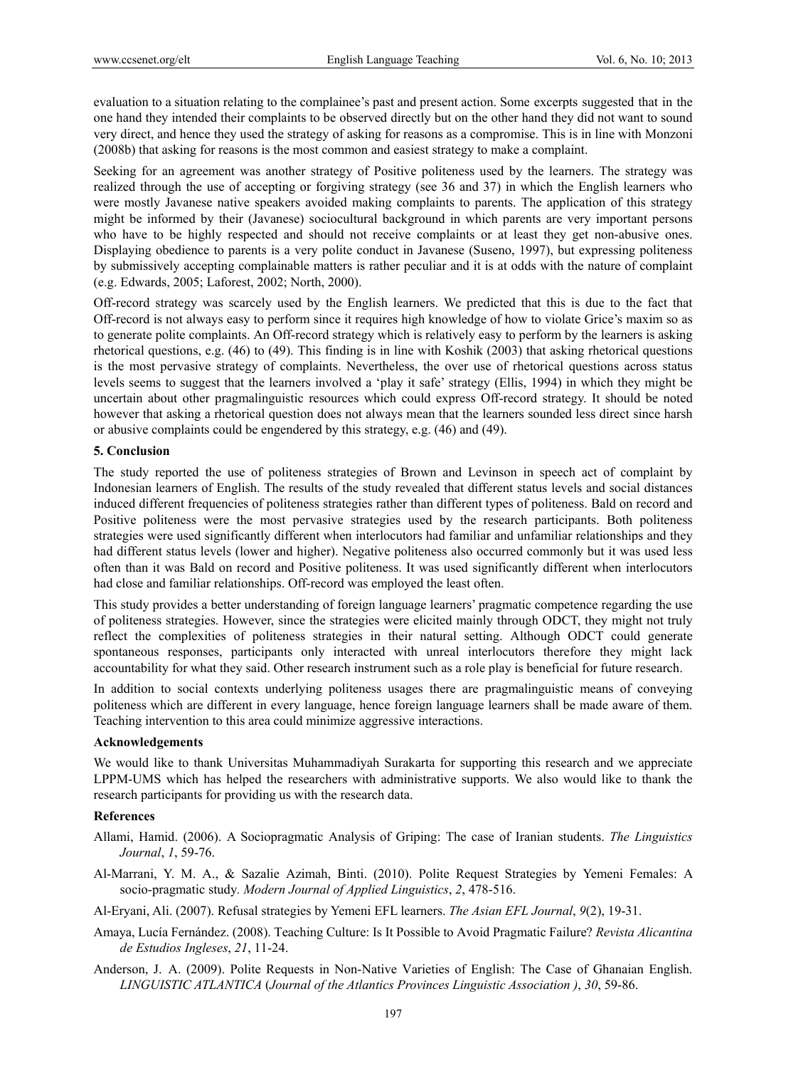evaluation to a situation relating to the complainee's past and present action. Some excerpts suggested that in the one hand they intended their complaints to be observed directly but on the other hand they did not want to sound very direct, and hence they used the strategy of asking for reasons as a compromise. This is in line with Monzoni (2008b) that asking for reasons is the most common and easiest strategy to make a complaint.

Seeking for an agreement was another strategy of Positive politeness used by the learners. The strategy was realized through the use of accepting or forgiving strategy (see 36 and 37) in which the English learners who were mostly Javanese native speakers avoided making complaints to parents. The application of this strategy might be informed by their (Javanese) sociocultural background in which parents are very important persons who have to be highly respected and should not receive complaints or at least they get non-abusive ones. Displaying obedience to parents is a very polite conduct in Javanese (Suseno, 1997), but expressing politeness by submissively accepting complainable matters is rather peculiar and it is at odds with the nature of complaint (e.g. Edwards, 2005; Laforest, 2002; North, 2000).

Off-record strategy was scarcely used by the English learners. We predicted that this is due to the fact that Off-record is not always easy to perform since it requires high knowledge of how to violate Grice's maxim so as to generate polite complaints. An Off-record strategy which is relatively easy to perform by the learners is asking rhetorical questions, e.g. (46) to (49). This finding is in line with Koshik (2003) that asking rhetorical questions is the most pervasive strategy of complaints. Nevertheless, the over use of rhetorical questions across status levels seems to suggest that the learners involved a 'play it safe' strategy (Ellis, 1994) in which they might be uncertain about other pragmalinguistic resources which could express Off-record strategy. It should be noted however that asking a rhetorical question does not always mean that the learners sounded less direct since harsh or abusive complaints could be engendered by this strategy, e.g. (46) and (49).

## 5. Conclusion

The study reported the use of politeness strategies of Brown and Levinson in speech act of complaint by Indonesian learners of English. The results of the study revealed that different status levels and social distances induced different frequencies of politeness strategies rather than different types of politeness. Bald on record and Positive politeness were the most pervasive strategies used by the research participants. Both politeness strategies were used significantly different when interlocutors had familiar and unfamiliar relationships and they had different status levels (lower and higher). Negative politeness also occurred commonly but it was used less often than it was Bald on record and Positive politeness. It was used significantly different when interlocutors had close and familiar relationships. Off-record was employed the least often.

This study provides a better understanding of foreign language learners' pragmatic competence regarding the use of politeness strategies. However, since the strategies were elicited mainly through ODCT, they might not truly reflect the complexities of politeness strategies in their natural setting. Although ODCT could generate spontaneous responses, participants only interacted with unreal interlocutors therefore they might lack accountability for what they said. Other research instrument such as a role play is beneficial for future research.

In addition to social contexts underlying politeness usages there are pragmalinguistic means of conveying politeness which are different in every language, hence foreign language learners shall be made aware of them. Teaching intervention to this area could minimize aggressive interactions.

## Acknowledgements

We would like to thank Universitas Muhammadiyah Surakarta for supporting this research and we appreciate LPPM-UMS which has helped the researchers with administrative supports. We also would like to thank the research participants for providing us with the research data.

## References

Allami, Hamid. (2006). A Sociopragmatic Analysis of Griping: The case of Iranian students. *The Linguistics Journal*, *1*, 59-76.

Al-Marrani, Y. M. A., & Sazalie Azimah, Binti. (2010). Polite Request Strategies by Yemeni Females: A socio-pragmatic study. *Modern Journal of Applied Linguistics*, *2*, 478-516.

Al-Eryani, Ali. (2007). Refusal strategies by Yemeni EFL learners. *The Asian EFL Journal*, *9*(2), 19-31.

Amaya, Lucía Fernández. (2008). Teaching Culture: Is It Possible to Avoid Pragmatic Failure? *Revista Alicantina de Estudios Ingleses*, *21*, 11-24.

Anderson, J. A. (2009). Polite Requests in Non-Native Varieties of English: The Case of Ghanaian English. *LINGUISTIC ATLANTICA* (*Journal of the Atlantics Provinces Linguistic Association )*, *30*, 59-86.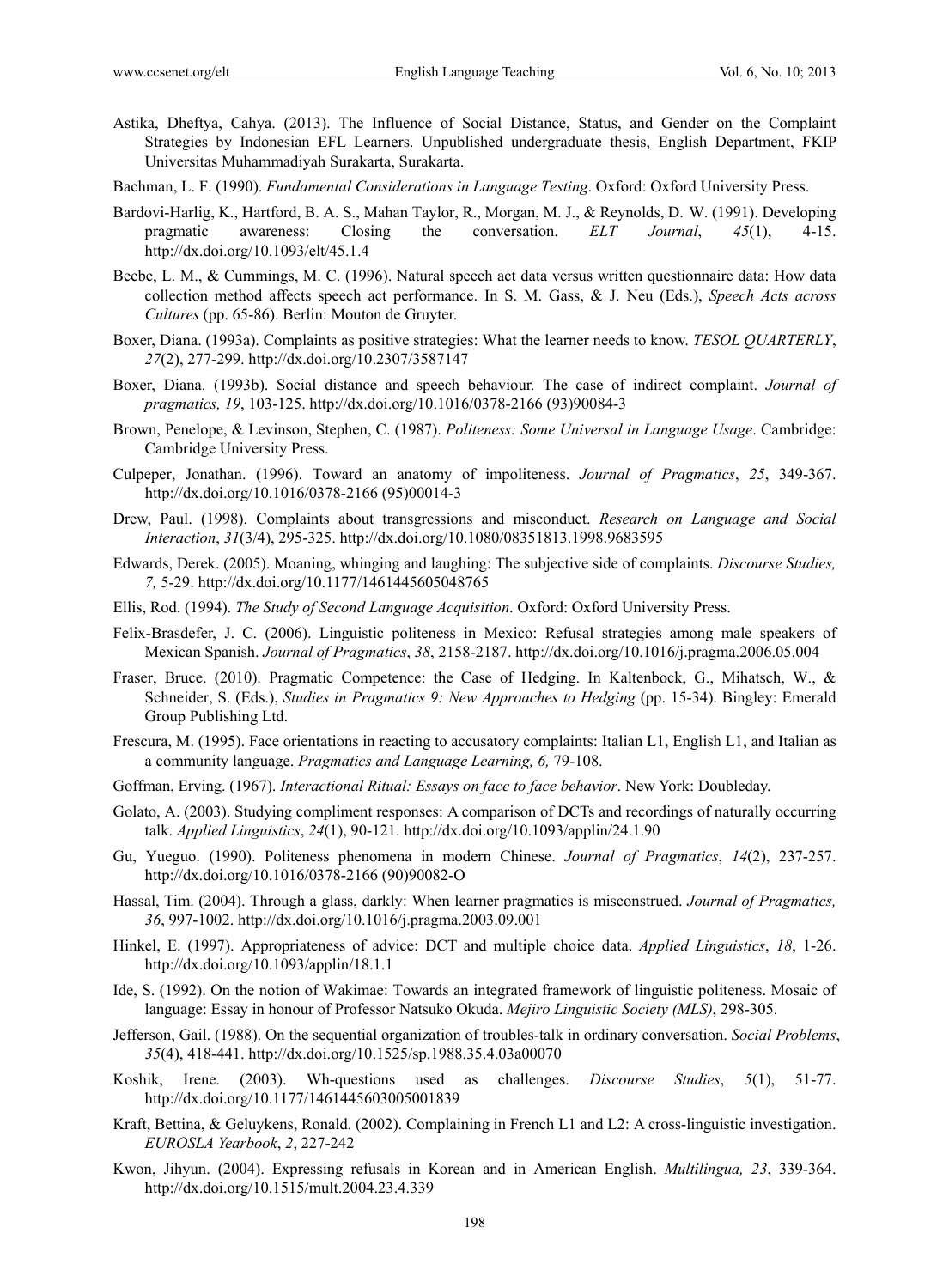Astika, Dheftya, Cahya. (2013). The Influence of Social Distance, Status, and Gender on the Complaint Strategies by Indonesian EFL Learners. Unpublished undergraduate thesis, English Department, FKIP Universitas Muhammadiyah Surakarta, Surakarta.

Bachman, L. F. (1990). *Fundamental Considerations in Language Testing*. Oxford: Oxford University Press.

Bardovi-Harlig, K., Hartford, B. A. S., Mahan Taylor, R., Morgan, M. J., & Reynolds, D. W. (1991). Developing pragmatic awareness: Closing the conversation. *ELT Journal*, *45*(1), 4-15. http://dx.doi.org/10.1093/elt/45.1.4

Beebe, L. M., & Cummings, M. C. (1996). Natural speech act data versus written questionnaire data: How data collection method affects speech act performance. In S. M. Gass, & J. Neu (Eds.), *Speech Acts across Cultures* (pp. 65-86). Berlin: Mouton de Gruyter.

Boxer, Diana. (1993a). Complaints as positive strategies: What the learner needs to know. *TESOL QUARTERLY*, *27*(2), 277-299. http://dx.doi.org/10.2307/3587147

Boxer, Diana. (1993b). Social distance and speech behaviour. The case of indirect complaint. *Journal of pragmatics, 19*, 103-125. http://dx.doi.org/10.1016/0378-2166 (93)90084-3

Brown, Penelope, & Levinson, Stephen, C. (1987). *Politeness: Some Universal in Language Usage*. Cambridge: Cambridge University Press.

Culpeper, Jonathan. (1996). Toward an anatomy of impoliteness. *Journal of Pragmatics*, *25*, 349-367. http://dx.doi.org/10.1016/0378-2166 (95)00014-3

Drew, Paul. (1998). Complaints about transgressions and misconduct. *Research on Language and Social Interaction*, *31*(3/4), 295-325. http://dx.doi.org/10.1080/08351813.1998.9683595

Edwards, Derek. (2005). Moaning, whinging and laughing: The subjective side of complaints. *Discourse Studies, 7,* 5-29. http://dx.doi.org/10.1177/1461445605048765

Ellis, Rod. (1994). *The Study of Second Language Acquisition*. Oxford: Oxford University Press.

Felix-Brasdefer, J. C. (2006). Linguistic politeness in Mexico: Refusal strategies among male speakers of Mexican Spanish. *Journal of Pragmatics*, *38*, 2158-2187. http://dx.doi.org/10.1016/j.pragma.2006.05.004

Fraser, Bruce. (2010). Pragmatic Competence: the Case of Hedging. In Kaltenbock, G., Mihatsch, W., & Schneider, S. (Eds.), *Studies in Pragmatics 9: New Approaches to Hedging* (pp. 15-34). Bingley: Emerald Group Publishing Ltd.

Frescura, M. (1995). Face orientations in reacting to accusatory complaints: Italian L1, English L1, and Italian as a community language. *Pragmatics and Language Learning, 6,* 79-108.

Goffman, Erving. (1967). *Interactional Ritual: Essays on face to face behavior*. New York: Doubleday.

Golato, A. (2003). Studying compliment responses: A comparison of DCTs and recordings of naturally occurring talk. *Applied Linguistics*, *24*(1), 90-121. http://dx.doi.org/10.1093/applin/24.1.90

Gu, Yueguo. (1990). Politeness phenomena in modern Chinese. *Journal of Pragmatics*, *14*(2), 237-257. http://dx.doi.org/10.1016/0378-2166 (90)90082-O

Hassal, Tim. (2004). Through a glass, darkly: When learner pragmatics is misconstrued. *Journal of Pragmatics, 36*, 997-1002. http://dx.doi.org/10.1016/j.pragma.2003.09.001

Hinkel, E. (1997). Appropriateness of advice: DCT and multiple choice data. *Applied Linguistics*, *18*, 1-26. http://dx.doi.org/10.1093/applin/18.1.1

Ide, S. (1992). On the notion of Wakimae: Towards an integrated framework of linguistic politeness. Mosaic of language: Essay in honour of Professor Natsuko Okuda. *Mejiro Linguistic Society (MLS)*, 298-305.

Jefferson, Gail. (1988). On the sequential organization of troubles-talk in ordinary conversation. *Social Problems*, *35*(4), 418-441. http://dx.doi.org/10.1525/sp.1988.35.4.03a00070

Koshik, Irene. (2003). Wh-questions used as challenges. *Discourse Studies*, *5*(1), 51-77. http://dx.doi.org/10.1177/1461445603005001839

Kraft, Bettina, & Geluykens, Ronald. (2002). Complaining in French L1 and L2: A cross-linguistic investigation. *EUROSLA Yearbook*, *2*, 227-242

Kwon, Jihyun. (2004). Expressing refusals in Korean and in American English. *Multilingua, 23*, 339-364. http://dx.doi.org/10.1515/mult.2004.23.4.339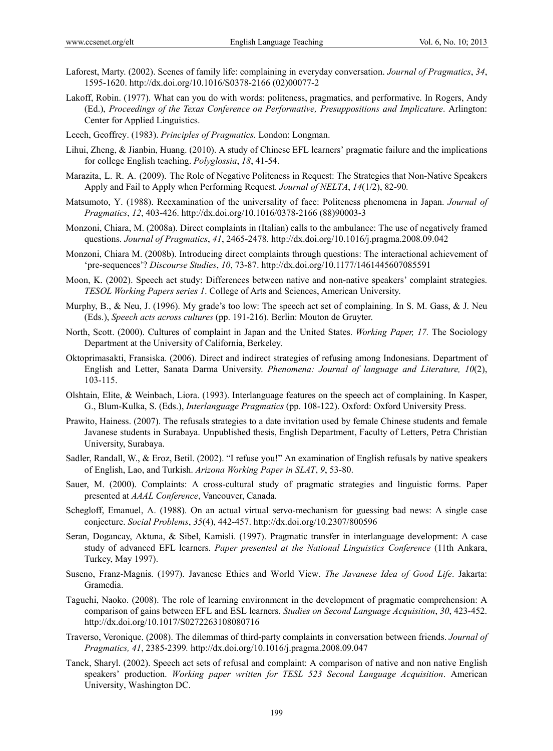Laforest, Marty. (2002). Scenes of family life: complaining in everyday conversation. *Journal of Pragmatics*, *34*, 1595-1620. http://dx.doi.org/10.1016/S0378-2166 (02)00077-2

Lakoff, Robin. (1977). What can you do with words: politeness, pragmatics, and performative. In Rogers, Andy (Ed.), *Proceedings of the Texas Conference on Performative, Presuppositions and Implicature*. Arlington: Center for Applied Linguistics.

Leech, Geoffrey. (1983). *Principles of Pragmatics.* London: Longman.

Lihui, Zheng, & Jianbin, Huang. (2010). A study of Chinese EFL learners' pragmatic failure and the implications for college English teaching. *Polyglossia*, *18*, 41-54.

Marazita, L. R. A. (2009). The Role of Negative Politeness in Request: The Strategies that Non-Native Speakers Apply and Fail to Apply when Performing Request. *Journal of NELTA*, *14*(1/2), 82-90.

Matsumoto, Y. (1988). Reexamination of the universality of face: Politeness phenomena in Japan. *Journal of Pragmatics*, *12*, 403-426. http://dx.doi.org/10.1016/0378-2166 (88)90003-3

Monzoni, Chiara, M. (2008a). Direct complaints in (Italian) calls to the ambulance: The use of negatively framed questions. *Journal of Pragmatics*, *41*, 2465-2478. http://dx.doi.org/10.1016/j.pragma.2008.09.042

Monzoni, Chiara M. (2008b). Introducing direct complaints through questions: The interactional achievement of 'pre-sequences'? *Discourse Studies*, *10*, 73-87. http://dx.doi.org/10.1177/1461445607085591

Moon, K. (2002). Speech act study: Differences between native and non-native speakers' complaint strategies. *TESOL Working Papers series 1*. College of Arts and Sciences, American University.

Murphy, B., & Neu, J. (1996). My grade's too low: The speech act set of complaining. In S. M. Gass, & J. Neu (Eds.), *Speech acts across cultures* (pp. 191-216). Berlin: Mouton de Gruyter.

North, Scott. (2000). Cultures of complaint in Japan and the United States. *Working Paper, 17.* The Sociology Department at the University of California, Berkeley.

Oktoprimasakti, Fransiska. (2006). Direct and indirect strategies of refusing among Indonesians. Department of English and Letter, Sanata Darma University. *Phenomena: Journal of language and Literature, 10*(2), 103-115.

Olshtain, Elite, & Weinbach, Liora. (1993). Interlanguage features on the speech act of complaining. In Kasper, G., Blum-Kulka, S. (Eds.), *Interlanguage Pragmatics* (pp. 108-122). Oxford: Oxford University Press.

Prawito, Hainess. (2007). The refusals strategies to a date invitation used by female Chinese students and female Javanese students in Surabaya. Unpublished thesis, English Department, Faculty of Letters, Petra Christian University, Surabaya.

Sadler, Randall, W., & Eroz, Betil. (2002). "I refuse you!" An examination of English refusals by native speakers of English, Lao, and Turkish. *Arizona Working Paper in SLAT*, *9*, 53-80.

Sauer, M. (2000). Complaints: A cross-cultural study of pragmatic strategies and linguistic forms. Paper presented at *AAAL Conference*, Vancouver, Canada.

Schegloff, Emanuel, A. (1988). On an actual virtual servo-mechanism for guessing bad news: A single case conjecture. *Social Problems*, *35*(4), 442-457. http://dx.doi.org/10.2307/800596

Seran, Dogancay, Aktuna, & Sibel, Kamisli. (1997). Pragmatic transfer in interlanguage development: A case study of advanced EFL learners. *Paper presented at the National Linguistics Conference* (11th Ankara, Turkey, May 1997).

Suseno, Franz-Magnis. (1997). Javanese Ethics and World View. *The Javanese Idea of Good Life*. Jakarta: Gramedia.

Taguchi, Naoko. (2008). The role of learning environment in the development of pragmatic comprehension: A comparison of gains between EFL and ESL learners. *Studies on Second Language Acquisition*, *30*, 423-452. http://dx.doi.org/10.1017/S0272263108080716

Traverso, Veronique. (2008). The dilemmas of third-party complaints in conversation between friends. *Journal of Pragmatics, 41*, 2385-2399. http://dx.doi.org/10.1016/j.pragma.2008.09.047

Tanck, Sharyl. (2002). Speech act sets of refusal and complaint: A comparison of native and non native English speakers' production. *Working paper written for TESL 523 Second Language Acquisition*. American University, Washington DC.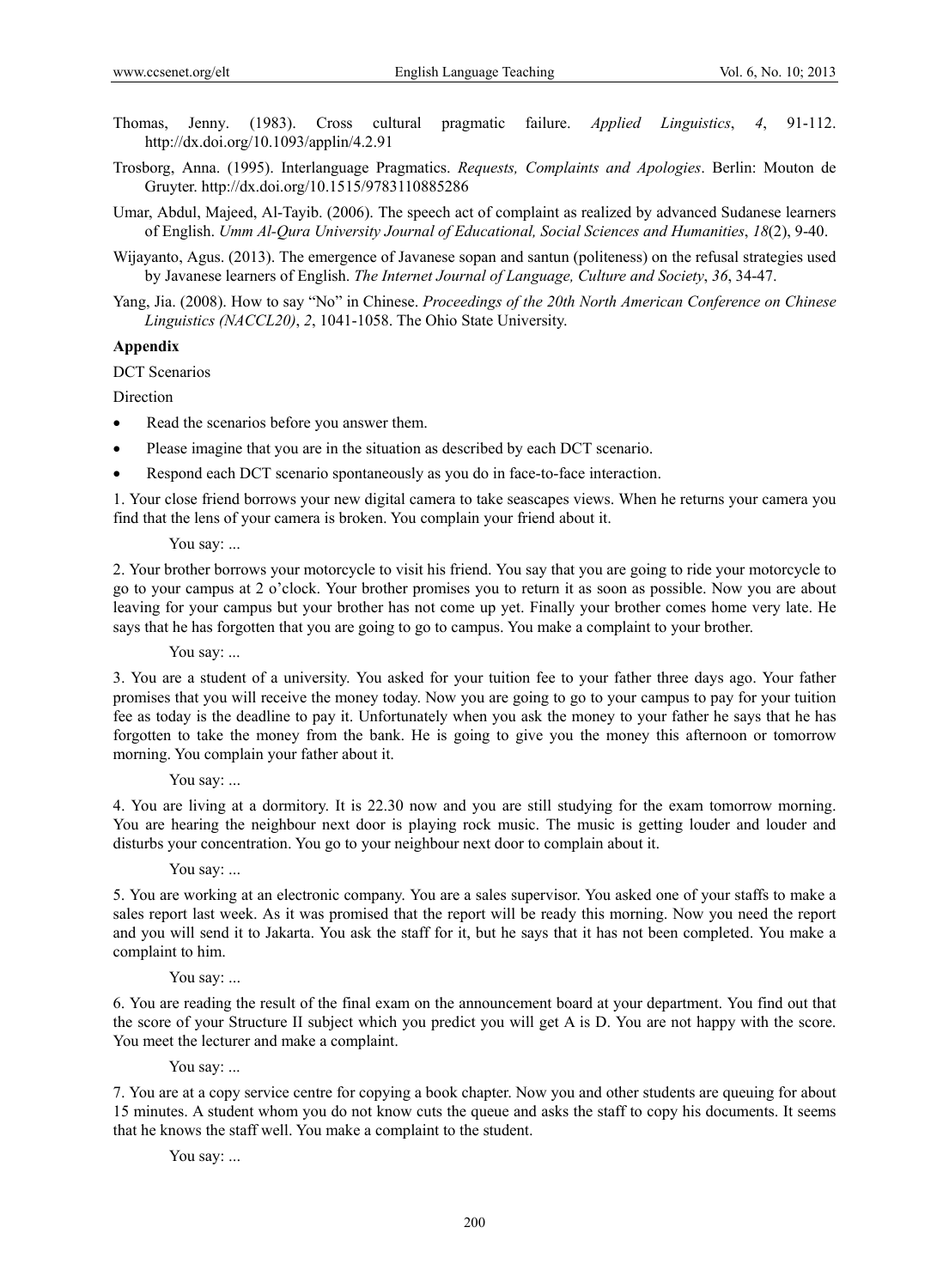Thomas, Jenny. (1983). Cross cultural pragmatic failure. *Applied Linguistics*, *4*, 91-112. http://dx.doi.org/10.1093/applin/4.2.91

Trosborg, Anna. (1995). Interlanguage Pragmatics. *Requests, Complaints and Apologies*. Berlin: Mouton de Gruyter. http://dx.doi.org/10.1515/9783110885286

Umar, Abdul, Majeed, Al-Tayib. (2006). The speech act of complaint as realized by advanced Sudanese learners of English. *Umm Al-Qura University Journal of Educational, Social Sciences and Humanities*, *18*(2), 9-40.

Wijayanto, Agus. (2013). The emergence of Javanese sopan and santun (politeness) on the refusal strategies used by Javanese learners of English. *The Internet Journal of Language, Culture and Society*, *36*, 34-47.

Yang, Jia. (2008). How to say "No" in Chinese. *Proceedings of the 20th North American Conference on Chinese Linguistics (NACCL20)*, *2*, 1041-1058. The Ohio State University.

**Appendix**

DCT Scenarios

Direction

- Read the scenarios before you answer them.
- Please imagine that you are in the situation as described by each DCT scenario.
- Respond each DCT scenario spontaneously as you do in face-to-face interaction.

1. Your close friend borrows your new digital camera to take seascapes views. When he returns your camera you find that the lens of your camera is broken. You complain your friend about it.

   You say: ...

2. Your brother borrows your motorcycle to visit his friend. You say that you are going to ride your motorcycle to go to your campus at 2 o'clock. Your brother promises you to return it as soon as possible. Now you are about leaving for your campus but your brother has not come up yet. Finally your brother comes home very late. He says that he has forgotten that you are going to go to campus. You make a complaint to your brother.

   You say: ...

3. You are a student of a university. You asked for your tuition fee to your father three days ago. Your father promises that you will receive the money today. Now you are going to go to your campus to pay for your tuition fee as today is the deadline to pay it. Unfortunately when you ask the money to your father he says that he has forgotten to take the money from the bank. He is going to give you the money this afternoon or tomorrow morning. You complain your father about it.

   You say: ...

4. You are living at a dormitory. It is 22.30 now and you are still studying for the exam tomorrow morning. You are hearing the neighbour next door is playing rock music. The music is getting louder and louder and disturbs your concentration. You go to your neighbour next door to complain about it.

   You say: ...

5. You are working at an electronic company. You are a sales supervisor. You asked one of your staffs to make a sales report last week. As it was promised that the report will be ready this morning. Now you need the report and you will send it to Jakarta. You ask the staff for it, but he says that it has not been completed. You make a complaint to him.

   You say: ...

6. You are reading the result of the final exam on the announcement board at your department. You find out that the score of your Structure II subject which you predict you will get A is D. You are not happy with the score. You meet the lecturer and make a complaint.

   You say: ...

7. You are at a copy service centre for copying a book chapter. Now you and other students are queuing for about 15 minutes. A student whom you do not know cuts the queue and asks the staff to copy his documents. It seems that he knows the staff well. You make a complaint to the student.

   You say: ...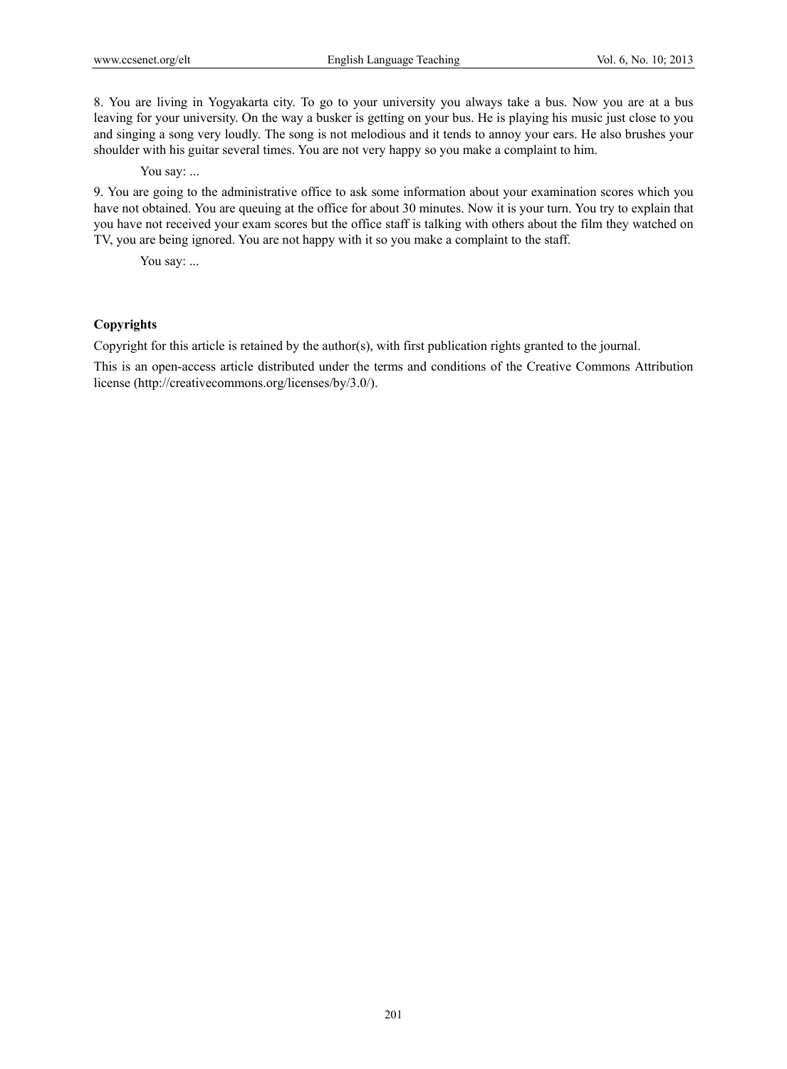8. You are living in Yogyakarta city. To go to your university you always take a bus. Now you are at a bus leaving for your university. On the way a busker is getting on your bus. He is playing his music just close to you and singing a song very loudly. The song is not melodious and it tends to annoy your ears. He also brushes your shoulder with his guitar several times. You are not very happy so you make a complaint to him.

You say: ...

9. You are going to the administrative office to ask some information about your examination scores which you have not obtained. You are queuing at the office for about 30 minutes. Now it is your turn. You try to explain that you have not received your exam scores but the office staff is talking with others about the film they watched on TV, you are being ignored. You are not happy with it so you make a complaint to the staff.

You say: ...

**Copyrights**

Copyright for this article is retained by the author(s), with first publication rights granted to the journal.

This is an open-access article distributed under the terms and conditions of the Creative Commons Attribution license (http://creativecommons.org/licenses/by/3.0/).